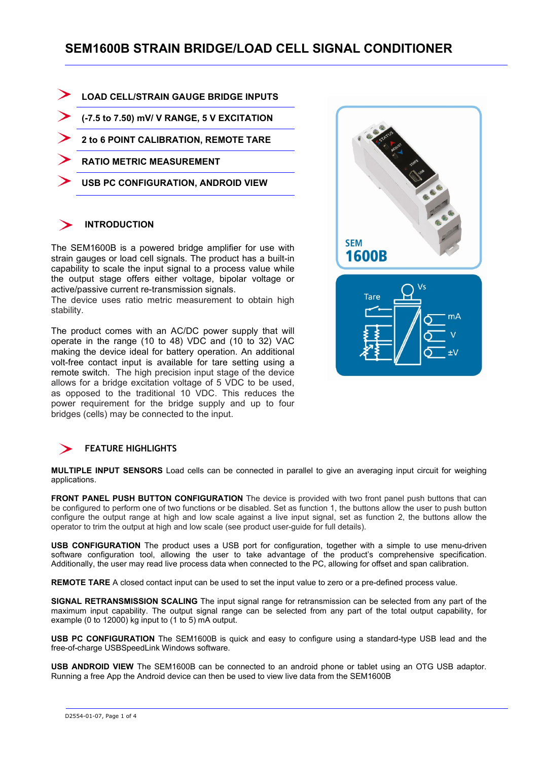# SEM1600B STRAIN BRIDGE/LOAD CELL SIGNAL CONDITIONER

- **LOAD CELL/STRAIN GAUGE BRIDGE INPUTS**
- **(-7.5 to 7.50) mV/ V RANGE, 5 V EXCITATION**
- **2 to 6 POINT CALIBRATION, REMOTE TARE**
- **RATIO METRIC MEASUREMENT**
- **USB PC CONFIGURATION, ANDROID VIEW**

## INTRODUCTION

The SEM1600B is a powered bridge amplifier for use with strain gauges or load cell signals. The product has a built-in capability to scale the input signal to a process value while the output stage offers either voltage, bipolar voltage or active/passive current re-transmission signals.
The device uses ratio metric measurement to obtain high stability.

The product comes with an AC/DC power supply that will operate in the range (10 to 48) VDC and (10 to 32) VAC making the device ideal for battery operation. An additional volt-free contact input is available for tare setting using a remote switch. The high precision input stage of the device allows for a bridge excitation voltage of 5 VDC to be used, as opposed to the traditional 10 VDC. This reduces the power requirement for the bridge supply and up to four bridges (cells) may be connected to the input.

## FEATURE HIGHLIGHTS

**MULTIPLE INPUT SENSORS** Load cells can be connected in parallel to give an averaging input circuit for weighing applications.

**FRONT PANEL PUSH BUTTON CONFIGURATION** The device is provided with two front panel push buttons that can be configured to perform one of two functions or be disabled. Set as function 1, the buttons allow the user to push button configure the output range at high and low scale against a live input signal, set as function 2, the buttons allow the operator to trim the output at high and low scale (see product user-guide for full details).

**USB CONFIGURATION** The product uses a USB port for configuration, together with a simple to use menu-driven software configuration tool, allowing the user to take advantage of the product's comprehensive specification. Additionally, the user may read live process data when connected to the PC, allowing for offset and span calibration.

**REMOTE TARE** A closed contact input can be used to set the input value to zero or a pre-defined process value.

**SIGNAL RETRANSMISSION SCALING** The input signal range for retransmission can be selected from any part of the maximum input capability. The output signal range can be selected from any part of the total output capability, for example (0 to 12000) kg input to (1 to 5) mA output.

**USB PC CONFIGURATION** The SEM1600B is quick and easy to configure using a standard-type USB lead and the free-of-charge USBSpeedLink Windows software.

**USB ANDROID VIEW** The SEM1600B can be connected to an android phone or tablet using an OTG USB adaptor. Running a free App the Android device can then be used to view live data from the SEM1600B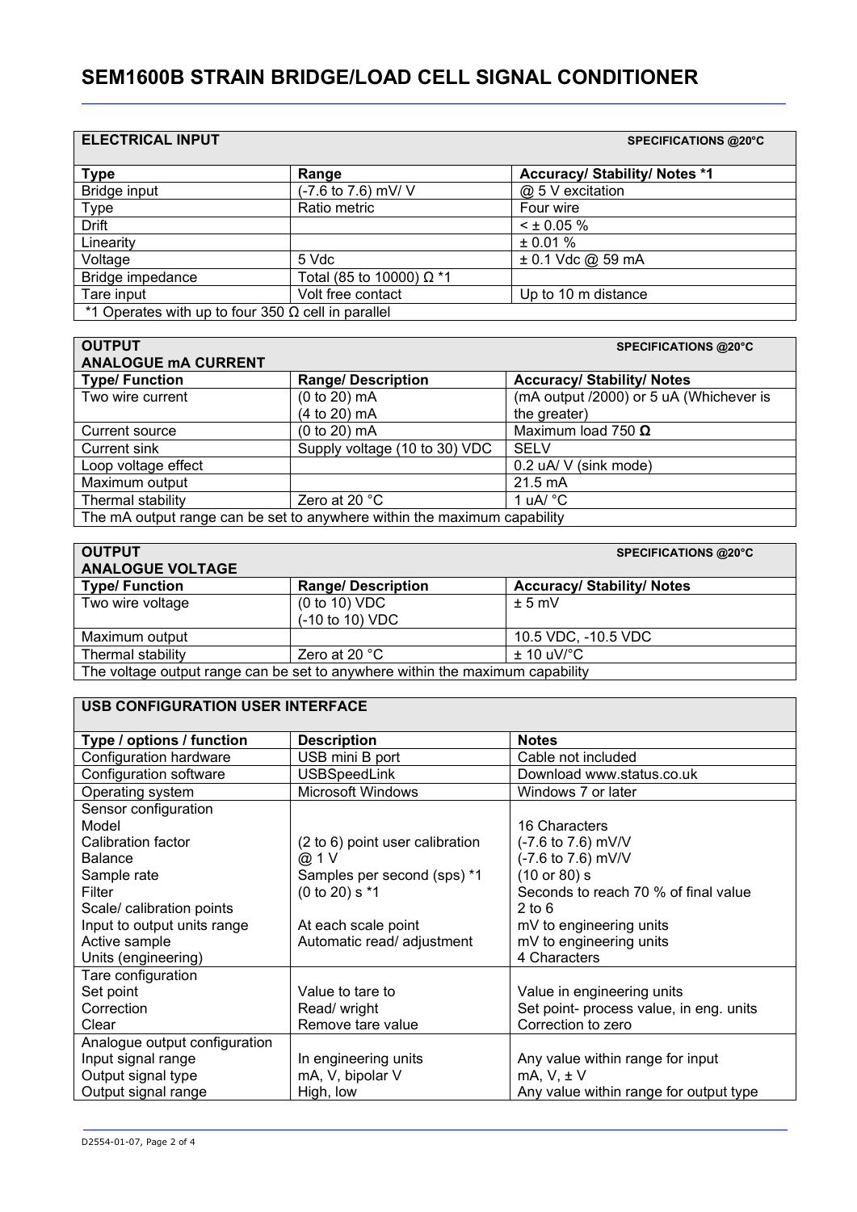# SEM1600B STRAIN BRIDGE/LOAD CELL SIGNAL CONDITIONER

| ELECTRICAL INPUT | | SPECIFICATIONS @20°C |
|---|---|---|
| **Type** | **Range** | **Accuracy/ Stability/ Notes *1** |
| Bridge input | (-7.6 to 7.6) mV/ V | @ 5 V excitation |
| Type | Ratio metric | Four wire |
| Drift | | < ± 0.05 % |
| Linearity | | ± 0.01 % |
| Voltage | 5 Vdc | ± 0.1 Vdc @ 59 mA |
| Bridge impedance | Total (85 to 10000) Ω *1 | |
| Tare input | Volt free contact | Up to 10 m distance |
| *1 Operates with up to four 350 Ω cell in parallel | | |

| OUTPUT ANALOGUE mA CURRENT | | SPECIFICATIONS @20°C |
|---|---|---|
| **Type/ Function** | **Range/ Description** | **Accuracy/ Stability/ Notes** |
| Two wire current | (0 to 20) mA<br>(4 to 20) mA | (mA output /2000) or 5 uA (Whichever is the greater) |
| Current source | (0 to 20) mA | Maximum load 750 **Ω** |
| Current sink | Supply voltage (10 to 30) VDC | SELV |
| Loop voltage effect | | 0.2 uA/ V (sink mode) |
| Maximum output | | 21.5 mA |
| Thermal stability | Zero at 20 °C | 1 uA/ °C |
| The mA output range can be set to anywhere within the maximum capability | | |

| OUTPUT ANALOGUE VOLTAGE | | SPECIFICATIONS @20°C |
|---|---|---|
| **Type/ Function** | **Range/ Description** | **Accuracy/ Stability/ Notes** |
| Two wire voltage | (0 to 10) VDC<br>(-10 to 10) VDC | ± 5 mV |
| Maximum output | | 10.5 VDC, -10.5 VDC |
| Thermal stability | Zero at 20 °C | ± 10 uV/°C |
| The voltage output range can be set to anywhere within the maximum capability | | |

| USB CONFIGURATION USER INTERFACE | | |
|---|---|---|
| **Type / options / function** | **Description** | **Notes** |
| Configuration hardware | USB mini B port | Cable not included |
| Configuration software | USBSpeedLink | Download www.status.co.uk |
| Operating system | Microsoft Windows | Windows 7 or later |
| Sensor configuration<br>Model<br>Calibration factor<br>Balance<br>Sample rate<br>Filter<br>Scale/ calibration points<br>Input to output units range<br>Active sample<br>Units (engineering) | <br><br>(2 to 6) point user calibration<br>@ 1 V<br>Samples per second (sps) *1<br>(0 to 20) s *1<br><br>At each scale point<br>Automatic read/ adjustment | <br>16 Characters<br>(-7.6 to 7.6) mV/V<br>(-7.6 to 7.6) mV/V<br>(10 or 80) s<br>Seconds to reach 70 % of final value<br>2 to 6<br>mV to engineering units<br>mV to engineering units<br>4 Characters |
| Tare configuration<br>Set point<br>Correction<br>Clear | <br>Value to tare to<br>Read/ wright<br>Remove tare value | <br>Value in engineering units<br>Set point- process value, in eng. units<br>Correction to zero |
| Analogue output configuration<br>Input signal range<br>Output signal type<br>Output signal range | <br>In engineering units<br>mA, V, bipolar V<br>High, low | <br>Any value within range for input<br>mA, V, ± V<br>Any value within range for output type |

D2554-01-07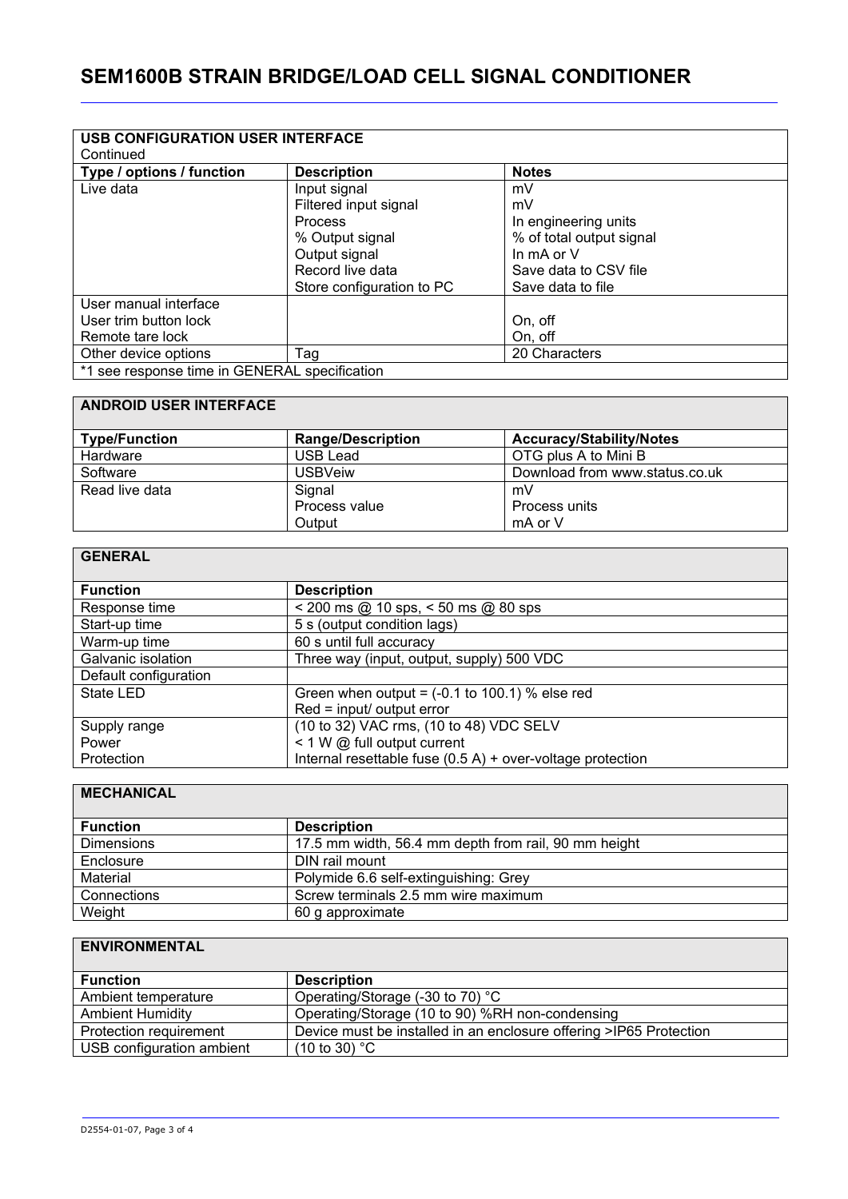# SEM1600B STRAIN BRIDGE/LOAD CELL SIGNAL CONDITIONER

**USB CONFIGURATION USER INTERFACE**
Continued

| Type / options / function | Description | Notes |
|---|---|---|
| Live data | Input signal<br>Filtered input signal<br>Process<br>% Output signal<br>Output signal<br>Record live data<br>Store configuration to PC | mV<br>mV<br>In engineering units<br>% of total output signal<br>In mA or V<br>Save data to CSV file<br>Save data to file |
| User manual interface<br>User trim button lock<br>Remote tare lock | | <br>On, off<br>On, off |
| Other device options | Tag | 20 Characters |
| *1 see response time in GENERAL specification | | |

**ANDROID USER INTERFACE**

| Type/Function | Range/Description | Accuracy/Stability/Notes |
|---|---|---|
| Hardware | USB Lead | OTG plus A to Mini B |
| Software | USBVeiw | Download from www.status.co.uk |
| Read live data | Signal<br>Process value<br>Output | mV<br>Process units<br>mA or V |

**GENERAL**

| Function | Description |
|---|---|
| Response time | < 200 ms @ 10 sps, < 50 ms @ 80 sps |
| Start-up time | 5 s (output condition lags) |
| Warm-up time | 60 s until full accuracy |
| Galvanic isolation | Three way (input, output, supply) 500 VDC |
| Default configuration | |
| State LED | Green when output = (-0.1 to 100.1) % else red<br>Red = input/ output error |
| Supply range<br>Power<br>Protection | (10 to 32) VAC rms, (10 to 48) VDC SELV<br>< 1 W @ full output current<br>Internal resettable fuse (0.5 A) + over-voltage protection |

**MECHANICAL**

| Function | Description |
|---|---|
| Dimensions | 17.5 mm width, 56.4 mm depth from rail, 90 mm height |
| Enclosure | DIN rail mount |
| Material | Polymide 6.6 self-extinguishing: Grey |
| Connections | Screw terminals 2.5 mm wire maximum |
| Weight | 60 g approximate |

**ENVIRONMENTAL**

| Function | Description |
|---|---|
| Ambient temperature | Operating/Storage (-30 to 70) °C |
| Ambient Humidity | Operating/Storage (10 to 90) %RH non-condensing |
| Protection requirement | Device must be installed in an enclosure offering >IP65 Protection |
| USB configuration ambient | (10 to 30) °C |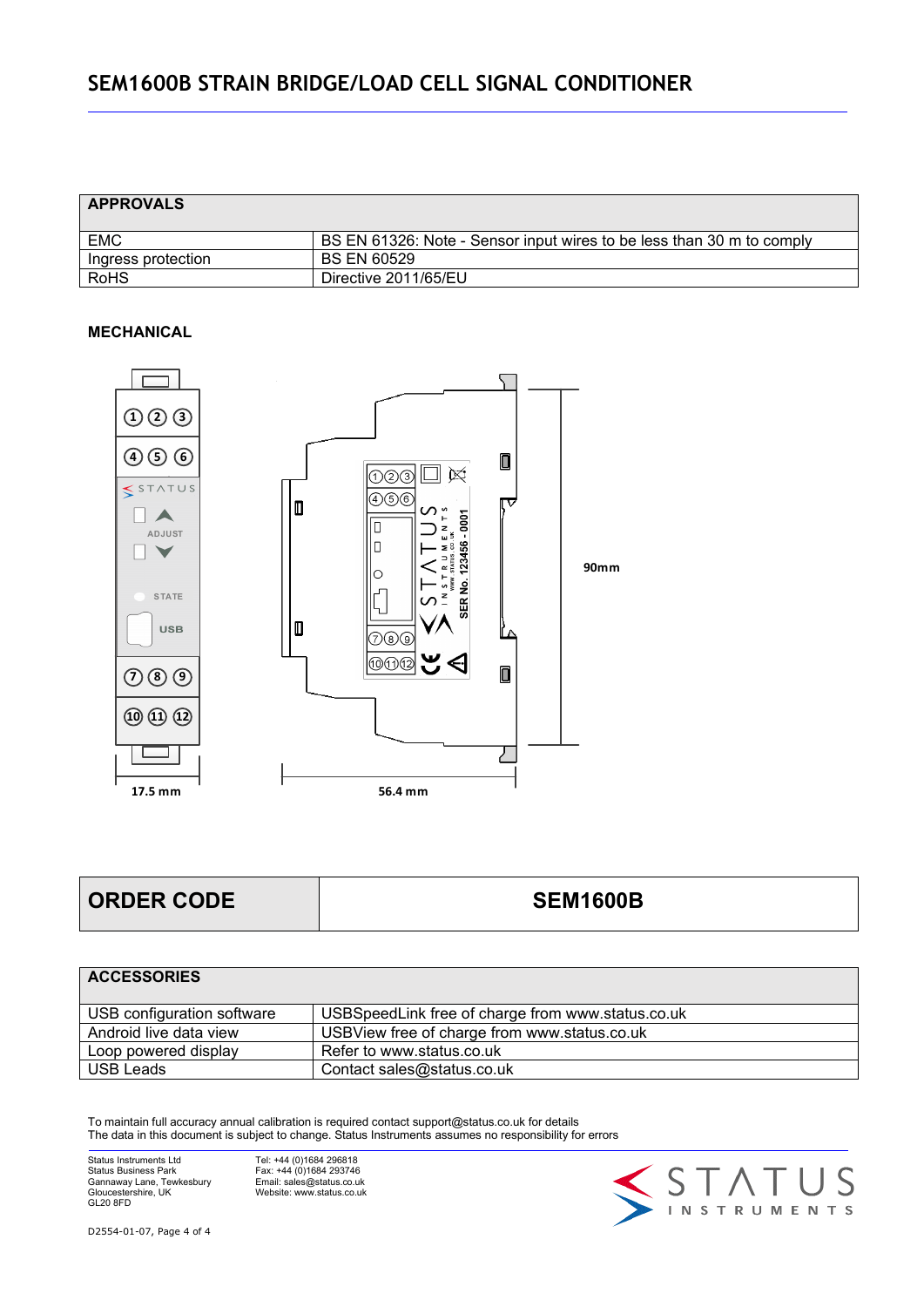# SEM1600B STRAIN BRIDGE/LOAD CELL SIGNAL CONDITIONER

| APPROVALS | |
|---|---|
| EMC | BS EN 61326: Note - Sensor input wires to be less than 30 m to comply |
| Ingress protection | BS EN 60529 |
| RoHS | Directive 2011/65/EU |

**MECHANICAL**

90mm

17.5 mm

56.4 mm

| ORDER CODE | SEM1600B |
|---|---|

| ACCESSORIES | |
|---|---|
| USB configuration software | USBSpeedLink free of charge from www.status.co.uk |
| Android live data view | USBView free of charge from www.status.co.uk |
| Loop powered display | Refer to www.status.co.uk |
| USB Leads | Contact sales@status.co.uk |

To maintain full accuracy annual calibration is required contact support@status.co.uk for details
The data in this document is subject to change. Status Instruments assumes no responsibility for errors

Status Instruments Ltd
Status Business Park
Gannaway Lane, Tewkesbury
Gloucestershire, UK
GL20 8FD

Tel: +44 (0)1684 296818
Fax: +44 (0)1684 293746
Email: sales@status.co.uk
Website: www.status.co.uk

D2554-01-07